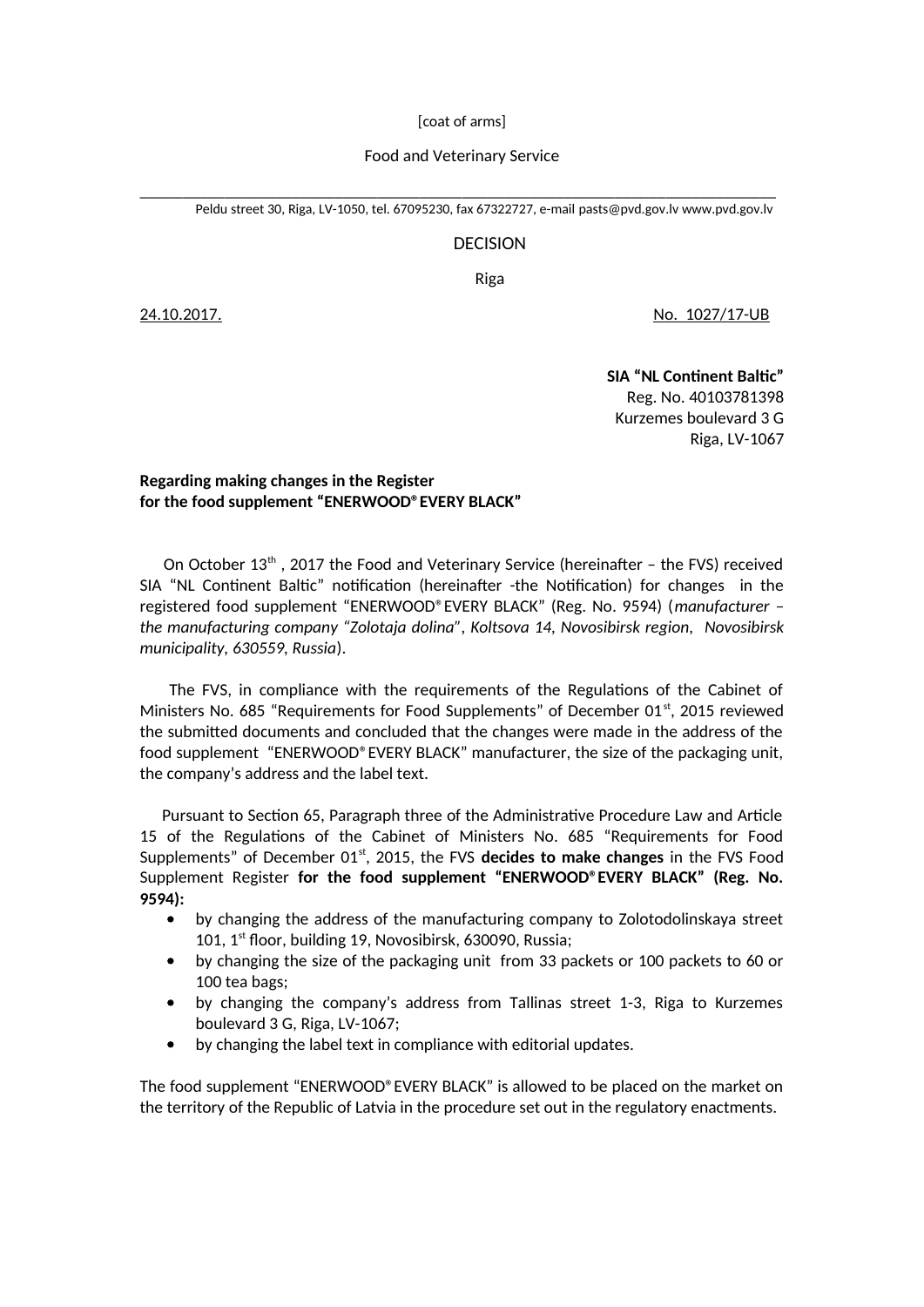[coat of arms]

Food and Veterinary Service

Peldu street 30, Riga, LV-1050, tel. 67095230, fax 67322727, e-mail pasts@pvd.gov.lv www.pvd.gov.lv

DECISION

Riga

24.10.2017. No. 1027/17-UB

**SIA "NL Continent Baltic"**
Reg. No. 40103781398
Kurzemes boulevard 3 G
Riga, LV-1067

**Regarding making changes in the Register for the food supplement "ENERWOOD® EVERY BLACK"**

On October 13th , 2017 the Food and Veterinary Service (hereinafter – the FVS) received SIA "NL Continent Baltic" notification (hereinafter -the Notification) for changes in the registered food supplement "ENERWOOD® EVERY BLACK" (Reg. No. 9594) (*manufacturer – the manufacturing company "Zolotaja dolina", Koltsova 14, Novosibirsk region, Novosibirsk municipality, 630559, Russia*).

The FVS, in compliance with the requirements of the Regulations of the Cabinet of Ministers No. 685 "Requirements for Food Supplements" of December 01st, 2015 reviewed the submitted documents and concluded that the changes were made in the address of the food supplement "ENERWOOD® EVERY BLACK" manufacturer, the size of the packaging unit, the company's address and the label text.

Pursuant to Section 65, Paragraph three of the Administrative Procedure Law and Article 15 of the Regulations of the Cabinet of Ministers No. 685 "Requirements for Food Supplements" of December 01st, 2015, the FVS **decides to make changes** in the FVS Food Supplement Register **for the food supplement "ENERWOOD® EVERY BLACK" (Reg. No. 9594):**

- by changing the address of the manufacturing company to Zolotodolinskaya street 101, 1st floor, building 19, Novosibirsk, 630090, Russia;
- by changing the size of the packaging unit from 33 packets or 100 packets to 60 or 100 tea bags;
- by changing the company's address from Tallinas street 1-3, Riga to Kurzemes boulevard 3 G, Riga, LV-1067;
- by changing the label text in compliance with editorial updates.

The food supplement "ENERWOOD® EVERY BLACK" is allowed to be placed on the market on the territory of the Republic of Latvia in the procedure set out in the regulatory enactments.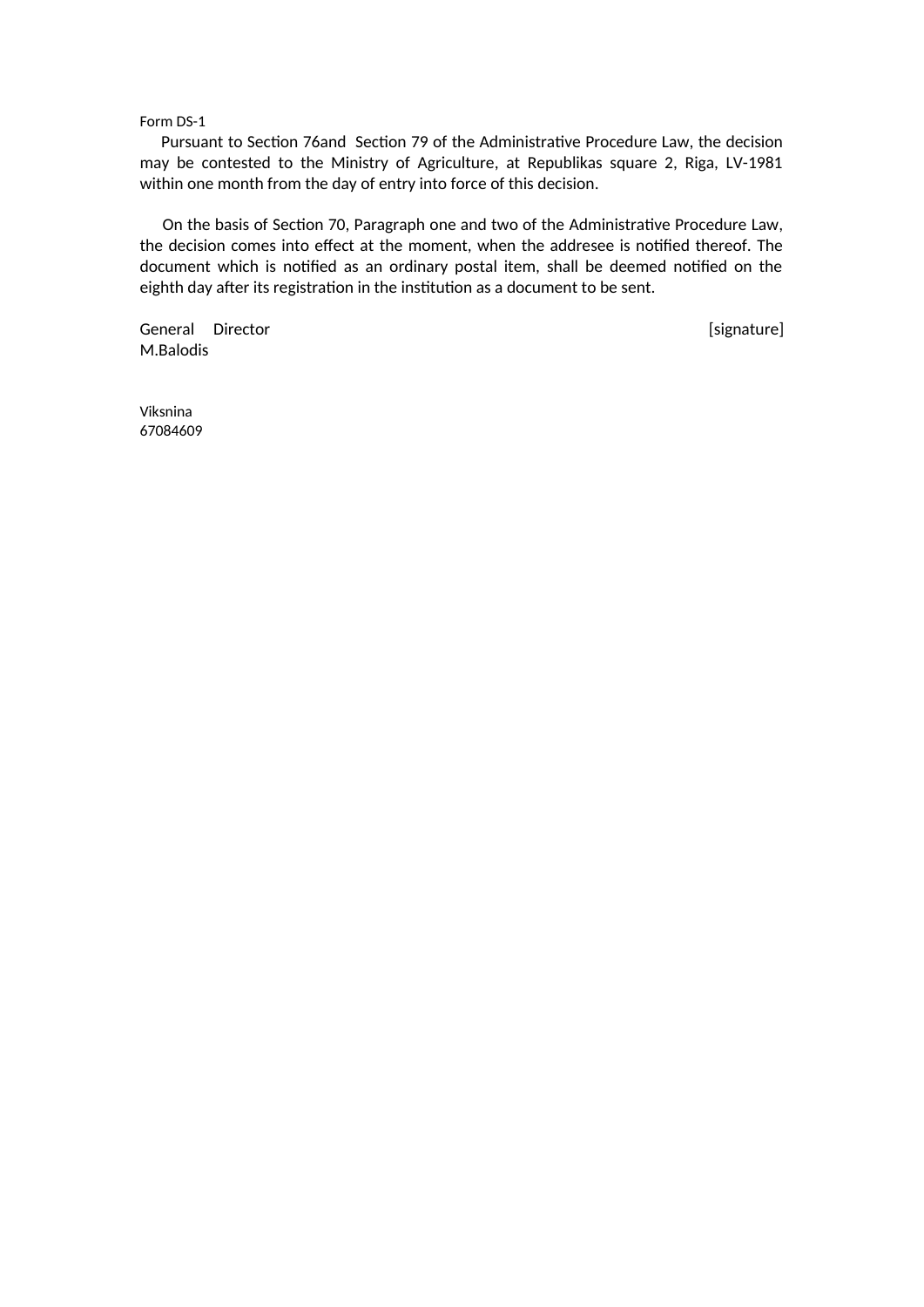Form DS-1

Pursuant to Section 76and  Section 79 of the Administrative Procedure Law, the decision may be contested to the Ministry of Agriculture, at Republikas square 2, Riga, LV-1981 within one month from the day of entry into force of this decision.

On the basis of Section 70, Paragraph one and two of the Administrative Procedure Law, the decision comes into effect at the moment, when the addresee is notified thereof. The document which is notified as an ordinary postal item, shall be deemed notified on the eighth day after its registration in the institution as a document to be sent.

General Director [signature]
M.Balodis

Viksnina
67084609